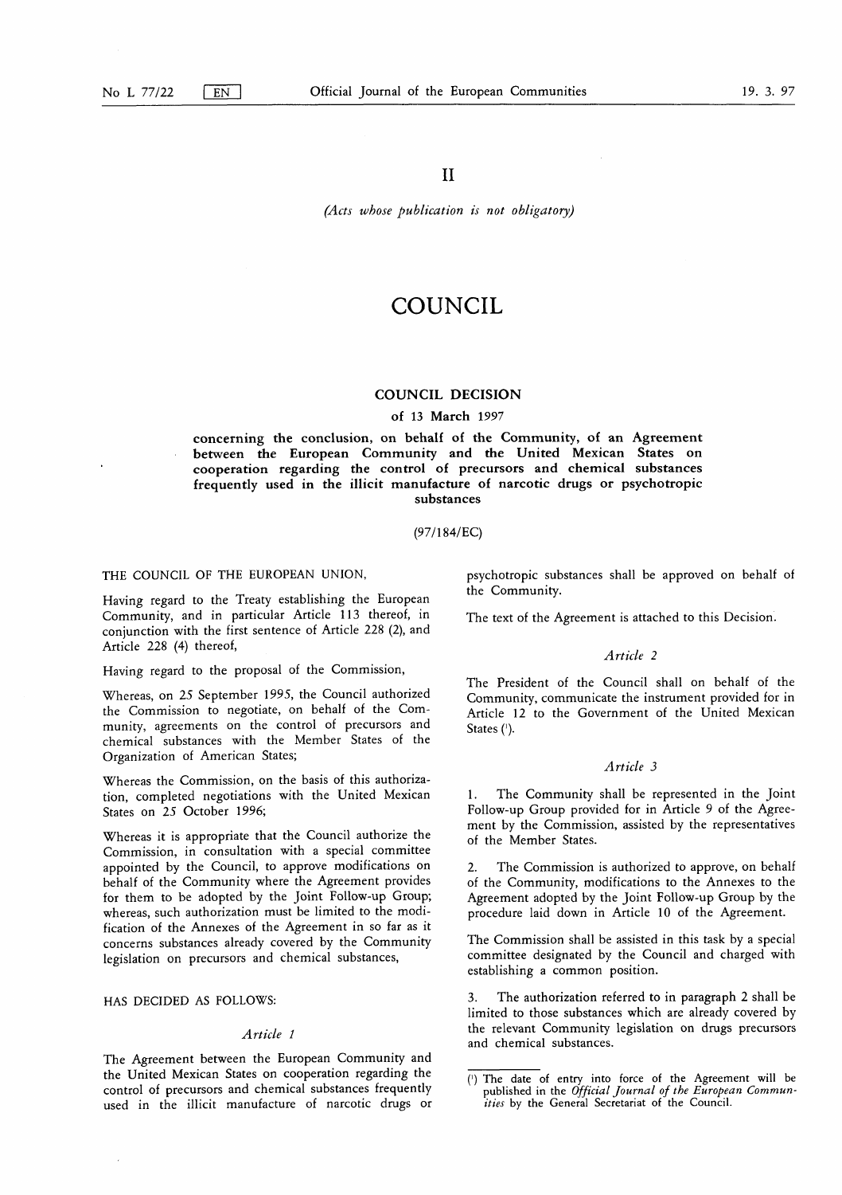II

*(Acts whose publication is not obligatory)*

# COUNCIL

## COUNCIL DECISION

### of 13 March 1997

### concerning the conclusion, on behalf of the Community, of an Agreement between the European Community and the United Mexican States on cooperation regarding the control of precursors and chemical substances frequently used in the illicit manufacture of narcotic drugs or psychotropic substances

(97/184/EC)

THE COUNCIL OF THE EUROPEAN UNION,

Having regard to the Treaty establishing the European Community, and in particular Article 113 thereof, in conjunction with the first sentence of Article 228 (2), and Article 228 (4) thereof,

Having regard to the proposal of the Commission,

Whereas, on 25 September 1995, the Council authorized the Commission to negotiate, on behalf of the Community, agreements on the control of precursors and chemical substances with the Member States of the Organization of American States;

Whereas the Commission, on the basis of this authorization, completed negotiations with the United Mexican States on 25 October 1996;

Whereas it is appropriate that the Council authorize the Commission, in consultation with a special committee appointed by the Council, to approve modifications on behalf of the Community where the Agreement provides for them to be adopted by the Joint Follow-up Group; whereas, such authorization must be limited to the modification of the Annexes of the Agreement in so far as it concerns substances already covered by the Community legislation on precursors and chemical substances,

HAS DECIDED AS FOLLOWS:

*Article 1*

The Agreement between the European Community and the United Mexican States on cooperation regarding the control of precursors and chemical substances frequently used in the illicit manufacture of narcotic drugs or psychotropic substances shall be approved on behalf of the Community.

The text of the Agreement is attached to this Decision.

*Article 2*

The President of the Council shall on behalf of the Community, communicate the instrument provided for in Article 12 to the Government of the United Mexican States [1].

*Article 3*

1. The Community shall be represented in the Joint Follow-up Group provided for in Article 9 of the Agreement by the Commission, assisted by the representatives of the Member States.

2. The Commission is authorized to approve, on behalf of the Community, modifications to the Annexes to the Agreement adopted by the Joint Follow-up Group by the procedure laid down in Article 10 of the Agreement.

The Commission shall be assisted in this task by a special committee designated by the Council and charged with establishing a common position.

3. The authorization referred to in paragraph 2 shall be limited to those substances which are already covered by the relevant Community legislation on drugs precursors and chemical substances.

[1] The date of entry into force of the Agreement will be published in the *Official Journal of the European Communities* by the General Secretariat of the Council.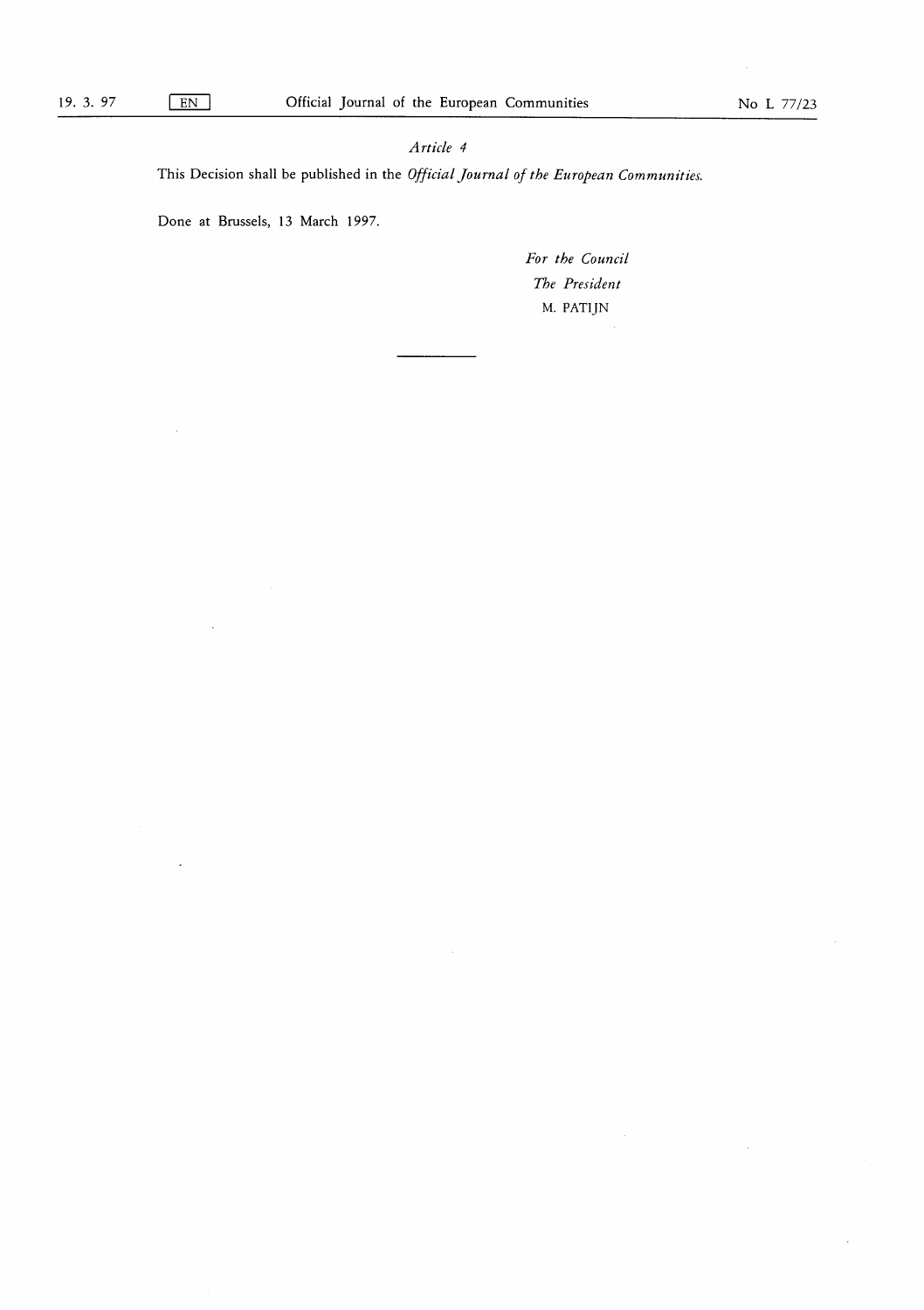*Article 4*

This Decision shall be published in the *Official Journal of the European Communities.*

Done at Brussels, 13 March 1997.

*For the Council*

*The President*

M. PATIJN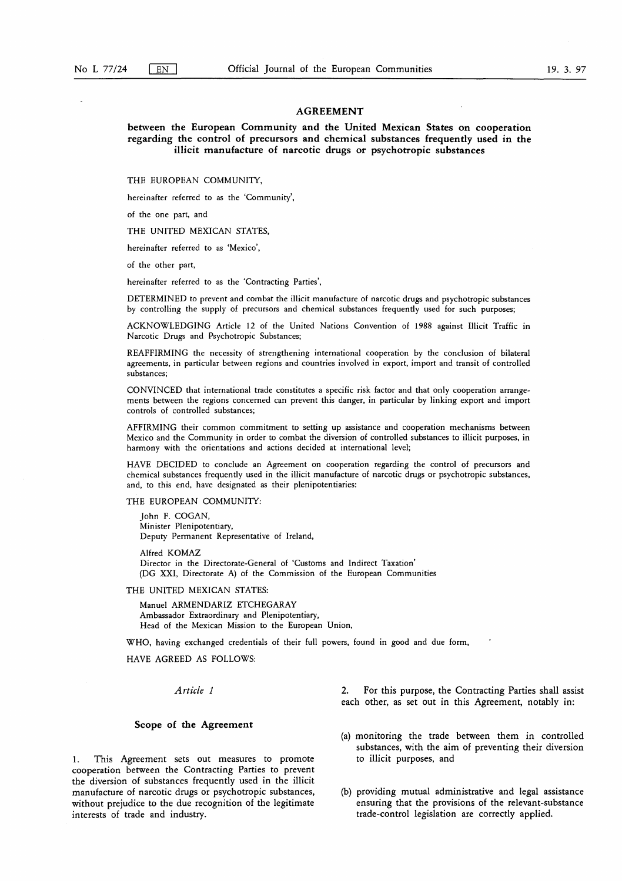# AGREEMENT

## between the European Community and the United Mexican States on cooperation regarding the control of precursors and chemical substances frequently used in the illicit manufacture of narcotic drugs or psychotropic substances

THE EUROPEAN COMMUNITY,

hereinafter referred to as the 'Community',

of the one part, and

THE UNITED MEXICAN STATES,

hereinafter referred to as 'Mexico',

of the other part,

hereinafter referred to as the 'Contracting Parties',

DETERMINED to prevent and combat the illicit manufacture of narcotic drugs and psychotropic substances by controlling the supply of precursors and chemical substances frequently used for such purposes;

ACKNOWLEDGING Article 12 of the United Nations Convention of 1988 against Illicit Traffic in Narcotic Drugs and Psychotropic Substances;

REAFFIRMING the necessity of strengthening international cooperation by the conclusion of bilateral agreements, in particular between regions and countries involved in export, import and transit of controlled substances;

CONVINCED that international trade constitutes a specific risk factor and that only cooperation arrangements between the regions concerned can prevent this danger, in particular by linking export and import controls of controlled substances;

AFFIRMING their common commitment to setting up assistance and cooperation mechanisms between Mexico and the Community in order to combat the diversion of controlled substances to illicit purposes, in harmony with the orientations and actions decided at international level;

HAVE DECIDED to conclude an Agreement on cooperation regarding the control of precursors and chemical substances frequently used in the illicit manufacture of narcotic drugs or psychotropic substances, and, to this end, have designated as their plenipotentiaries:

THE EUROPEAN COMMUNITY:

John F. COGAN,
Minister Plenipotentiary,
Deputy Permanent Representative of Ireland,

Alfred KOMAZ
Director in the Directorate-General of 'Customs and Indirect Taxation'
(DG XXI, Directorate A) of the Commission of the European Communities

THE UNITED MEXICAN STATES:

Manuel ARMENDARIZ ETCHEGARAY
Ambassador Extraordinary and Plenipotentiary,
Head of the Mexican Mission to the European Union,

WHO, having exchanged credentials of their full powers, found in good and due form,

HAVE AGREED AS FOLLOWS:

*Article 1*

**Scope of the Agreement**

1. This Agreement sets out measures to promote cooperation between the Contracting Parties to prevent the diversion of substances frequently used in the illicit manufacture of narcotic drugs or psychotropic substances, without prejudice to the due recognition of the legitimate interests of trade and industry.

2. For this purpose, the Contracting Parties shall assist each other, as set out in this Agreement, notably in:

(a) monitoring the trade between them in controlled substances, with the aim of preventing their diversion to illicit purposes, and

(b) providing mutual administrative and legal assistance ensuring that the provisions of the relevant-substance trade-control legislation are correctly applied.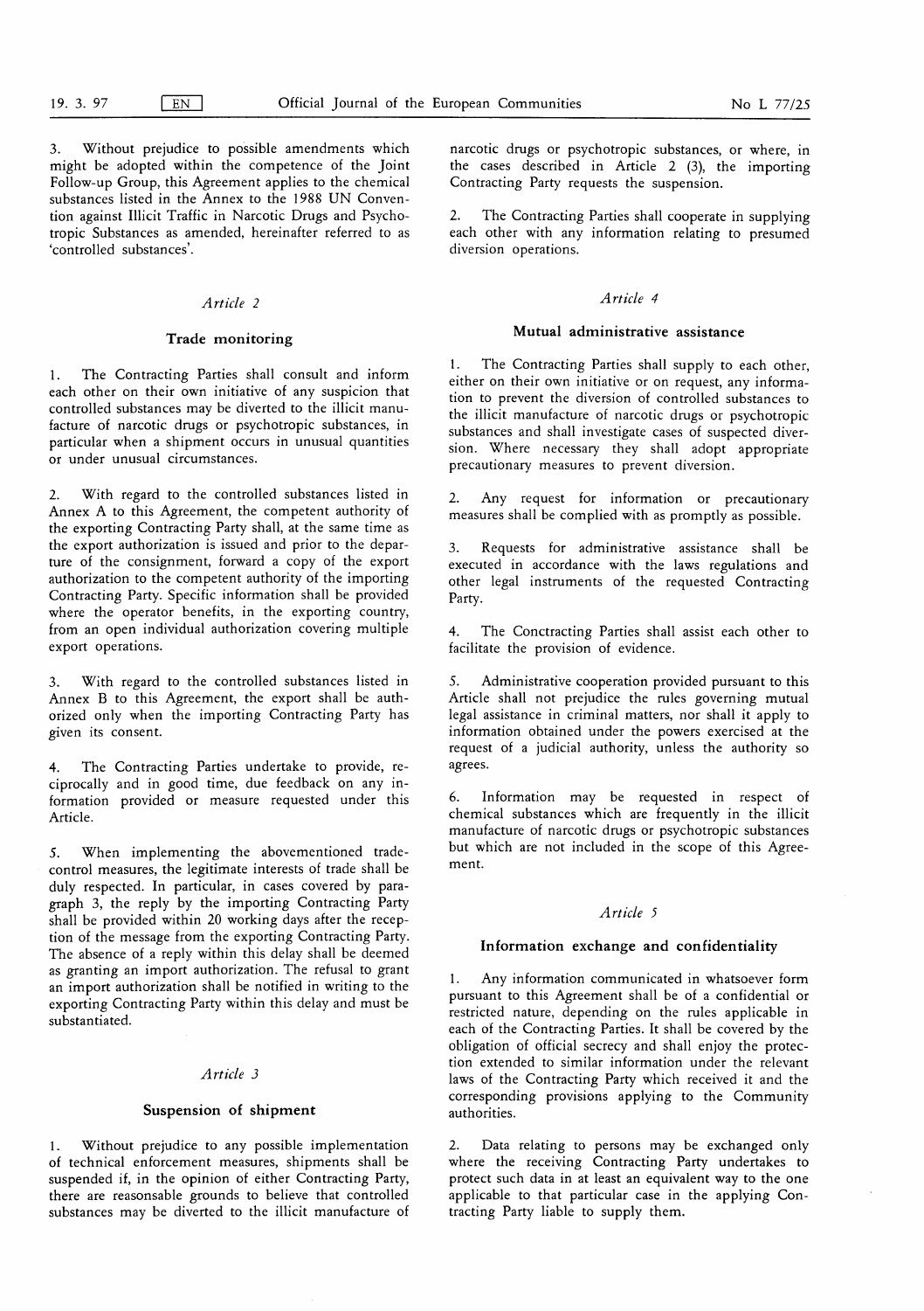3. Without prejudice to possible amendments which might be adopted within the competence of the Joint Follow-up Group, this Agreement applies to the chemical substances listed in the Annex to the 1988 UN Convention against Illicit Traffic in Narcotic Drugs and Psychotropic Substances as amended, hereinafter referred to as 'controlled substances'.

*Article 2*

**Trade monitoring**

1. The Contracting Parties shall consult and inform each other on their own initiative of any suspicion that controlled substances may be diverted to the illicit manufacture of narcotic drugs or psychotropic substances, in particular when a shipment occurs in unusual quantities or under unusual circumstances.

2. With regard to the controlled substances listed in Annex A to this Agreement, the competent authority of the exporting Contracting Party shall, at the same time as the export authorization is issued and prior to the departure of the consignment, forward a copy of the export authorization to the competent authority of the importing Contracting Party. Specific information shall be provided where the operator benefits, in the exporting country, from an open individual authorization covering multiple export operations.

3. With regard to the controlled substances listed in Annex B to this Agreement, the export shall be authorized only when the importing Contracting Party has given its consent.

4. The Contracting Parties undertake to provide, reciprocally and in good time, due feedback on any information provided or measure requested under this Article.

5. When implementing the abovementioned trade-control measures, the legitimate interests of trade shall be duly respected. In particular, in cases covered by paragraph 3, the reply by the importing Contracting Party shall be provided within 20 working days after the reception of the message from the exporting Contracting Party. The absence of a reply within this delay shall be deemed as granting an import authorization. The refusal to grant an import authorization shall be notified in writing to the exporting Contracting Party within this delay and must be substantiated.

*Article 3*

**Suspension of shipment**

1. Without prejudice to any possible implementation of technical enforcement measures, shipments shall be suspended if, in the opinion of either Contracting Party, there are reasonsable grounds to believe that controlled substances may be diverted to the illicit manufacture of narcotic drugs or psychotropic substances, or where, in the cases described in Article 2 (3), the importing Contracting Party requests the suspension.

2. The Contracting Parties shall cooperate in supplying each other with any information relating to presumed diversion operations.

*Article 4*

**Mutual administrative assistance**

1. The Contracting Parties shall supply to each other, either on their own initiative or on request, any information to prevent the diversion of controlled substances to the illicit manufacture of narcotic drugs or psychotropic substances and shall investigate cases of suspected diversion. Where necessary they shall adopt appropriate precautionary measures to prevent diversion.

2. Any request for information or precautionary measures shall be complied with as promptly as possible.

3. Requests for administrative assistance shall be executed in accordance with the laws regulations and other legal instruments of the requested Contracting Party.

4. The Conctracting Parties shall assist each other to facilitate the provision of evidence.

5. Administrative cooperation provided pursuant to this Article shall not prejudice the rules governing mutual legal assistance in criminal matters, nor shall it apply to information obtained under the powers exercised at the request of a judicial authority, unless the authority so agrees.

6. Information may be requested in respect of chemical substances which are frequently in the illicit manufacture of narcotic drugs or psychotropic substances but which are not included in the scope of this Agreement.

*Article 5*

**Information exchange and confidentiality**

1. Any information communicated in whatsoever form pursuant to this Agreement shall be of a confidential or restricted nature, depending on the rules applicable in each of the Contracting Parties. It shall be covered by the obligation of official secrecy and shall enjoy the protection extended to similar information under the relevant laws of the Contracting Party which received it and the corresponding provisions applying to the Community authorities.

2. Data relating to persons may be exchanged only where the receiving Contracting Party undertakes to protect such data in at least an equivalent way to the one applicable to that particular case in the applying Contracting Party liable to supply them.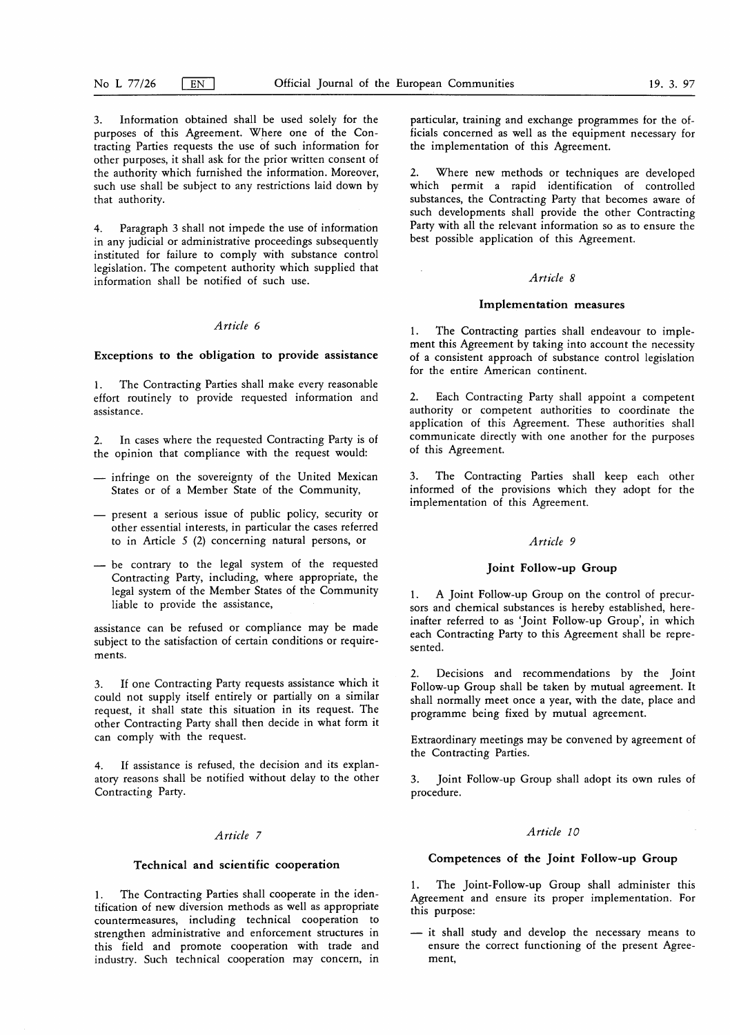3. Information obtained shall be used solely for the purposes of this Agreement. Where one of the Contracting Parties requests the use of such information for other purposes, it shall ask for the prior written consent of the authority which furnished the information. Moreover, such use shall be subject to any restrictions laid down by that authority.

4. Paragraph 3 shall not impede the use of information in any judicial or administrative proceedings subsequently instituted for failure to comply with substance control legislation. The competent authority which supplied that information shall be notified of such use.

*Article 6*

**Exceptions to the obligation to provide assistance**

1. The Contracting Parties shall make every reasonable effort routinely to provide requested information and assistance.

2. In cases where the requested Contracting Party is of the opinion that compliance with the request would:

— infringe on the sovereignty of the United Mexican States or of a Member State of the Community,

— present a serious issue of public policy, security or other essential interests, in particular the cases referred to in Article 5 (2) concerning natural persons, or

— be contrary to the legal system of the requested Contracting Party, including, where appropriate, the legal system of the Member States of the Community liable to provide the assistance,

assistance can be refused or compliance may be made subject to the satisfaction of certain conditions or requirements.

3. If one Contracting Party requests assistance which it could not supply itself entirely or partially on a similar request, it shall state this situation in its request. The other Contracting Party shall then decide in what form it can comply with the request.

4. If assistance is refused, the decision and its explanatory reasons shall be notified without delay to the other Contracting Party.

*Article 7*

**Technical and scientific cooperation**

1. The Contracting Parties shall cooperate in the identification of new diversion methods as well as appropriate countermeasures, including technical cooperation to strengthen administrative and enforcement structures in this field and promote cooperation with trade and industry. Such technical cooperation may concern, in particular, training and exchange programmes for the officials concerned as well as the equipment necessary for the implementation of this Agreement.

2. Where new methods or techniques are developed which permit a rapid identification of controlled substances, the Contracting Party that becomes aware of such developments shall provide the other Contracting Party with all the relevant information so as to ensure the best possible application of this Agreement.

*Article 8*

**Implementation measures**

1. The Contracting parties shall endeavour to implement this Agreement by taking into account the necessity of a consistent approach of substance control legislation for the entire American continent.

2. Each Contracting Party shall appoint a competent authority or competent authorities to coordinate the application of this Agreement. These authorities shall communicate directly with one another for the purposes of this Agreement.

3. The Contracting Parties shall keep each other informed of the provisions which they adopt for the implementation of this Agreement.

*Article 9*

**Joint Follow-up Group**

1. A Joint Follow-up Group on the control of precursors and chemical substances is hereby established, hereinafter referred to as 'Joint Follow-up Group', in which each Contracting Party to this Agreement shall be represented.

2. Decisions and recommendations by the Joint Follow-up Group shall be taken by mutual agreement. It shall normally meet once a year, with the date, place and programme being fixed by mutual agreement.

Extraordinary meetings may be convened by agreement of the Contracting Parties.

3. Joint Follow-up Group shall adopt its own rules of procedure.

*Article 10*

**Competences of the Joint Follow-up Group**

1. The Joint-Follow-up Group shall administer this Agreement and ensure its proper implementation. For this purpose:

— it shall study and develop the necessary means to ensure the correct functioning of the present Agreement,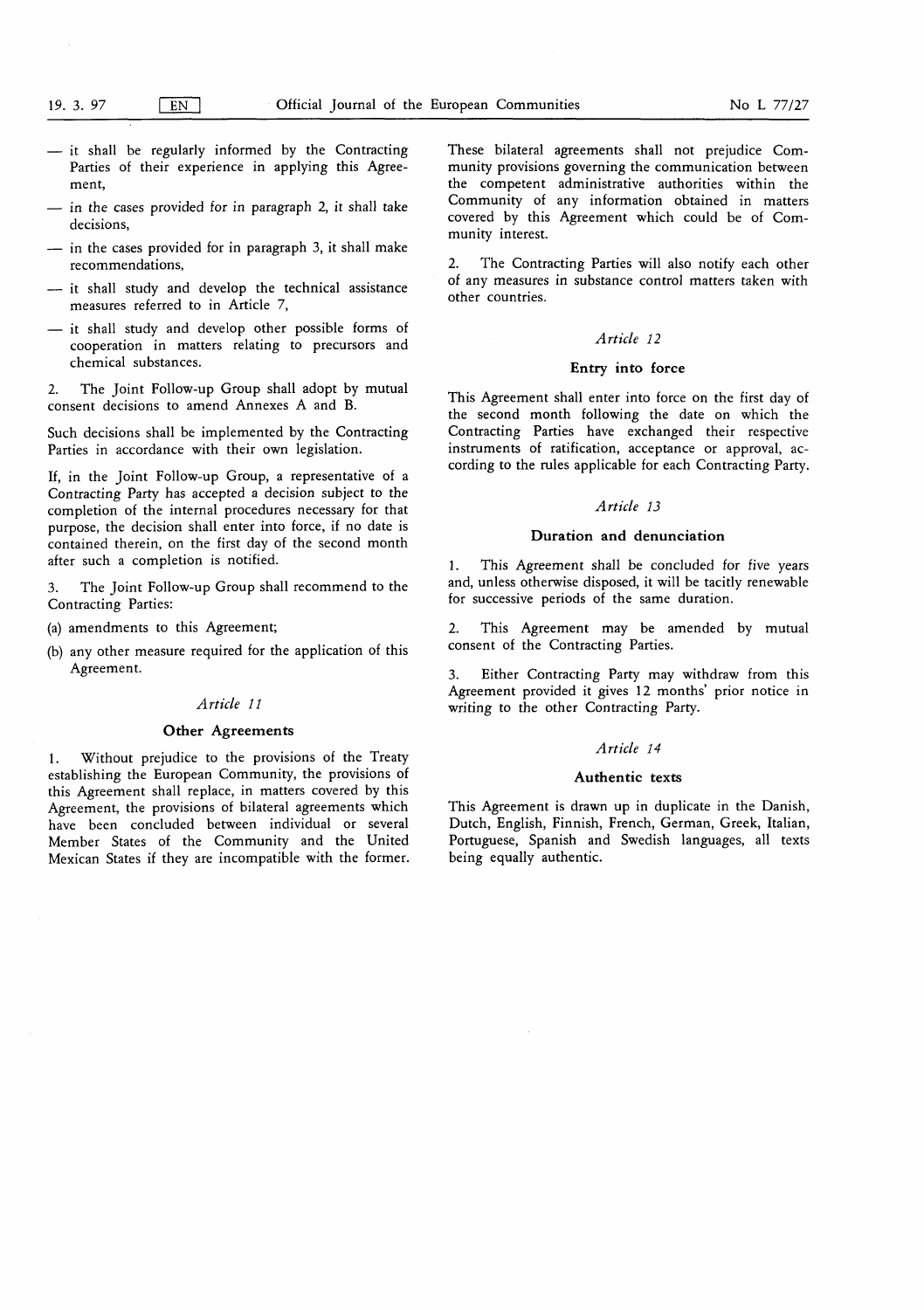— it shall be regularly informed by the Contracting Parties of their experience in applying this Agreement,

— in the cases provided for in paragraph 2, it shall take decisions,

— in the cases provided for in paragraph 3, it shall make recommendations,

— it shall study and develop the technical assistance measures referred to in Article 7,

— it shall study and develop other possible forms of cooperation in matters relating to precursors and chemical substances.

2. The Joint Follow-up Group shall adopt by mutual consent decisions to amend Annexes A and B.

Such decisions shall be implemented by the Contracting Parties in accordance with their own legislation.

If, in the Joint Follow-up Group, a representative of a Contracting Party has accepted a decision subject to the completion of the internal procedures necessary for that purpose, the decision shall enter into force, if no date is contained therein, on the first day of the second month after such a completion is notified.

3. The Joint Follow-up Group shall recommend to the Contracting Parties:

(a) amendments to this Agreement;

(b) any other measure required for the application of this Agreement.

*Article 11*

**Other Agreements**

1. Without prejudice to the provisions of the Treaty establishing the European Community, the provisions of this Agreement shall replace, in matters covered by this Agreement, the provisions of bilateral agreements which have been concluded between individual or several Member States of the Community and the United Mexican States if they are incompatible with the former. These bilateral agreements shall not prejudice Community provisions governing the communication between the competent administrative authorities within the Community of any information obtained in matters covered by this Agreement which could be of Community interest.

2. The Contracting Parties will also notify each other of any measures in substance control matters taken with other countries.

*Article 12*

**Entry into force**

This Agreement shall enter into force on the first day of the second month following the date on which the Contracting Parties have exchanged their respective instruments of ratification, acceptance or approval, according to the rules applicable for each Contracting Party.

*Article 13*

**Duration and denunciation**

1. This Agreement shall be concluded for five years and, unless otherwise disposed, it will be tacitly renewable for successive periods of the same duration.

2. This Agreement may be amended by mutual consent of the Contracting Parties.

3. Either Contracting Party may withdraw from this Agreement provided it gives 12 months' prior notice in writing to the other Contracting Party.

*Article 14*

**Authentic texts**

This Agreement is drawn up in duplicate in the Danish, Dutch, English, Finnish, French, German, Greek, Italian, Portuguese, Spanish and Swedish languages, all texts being equally authentic.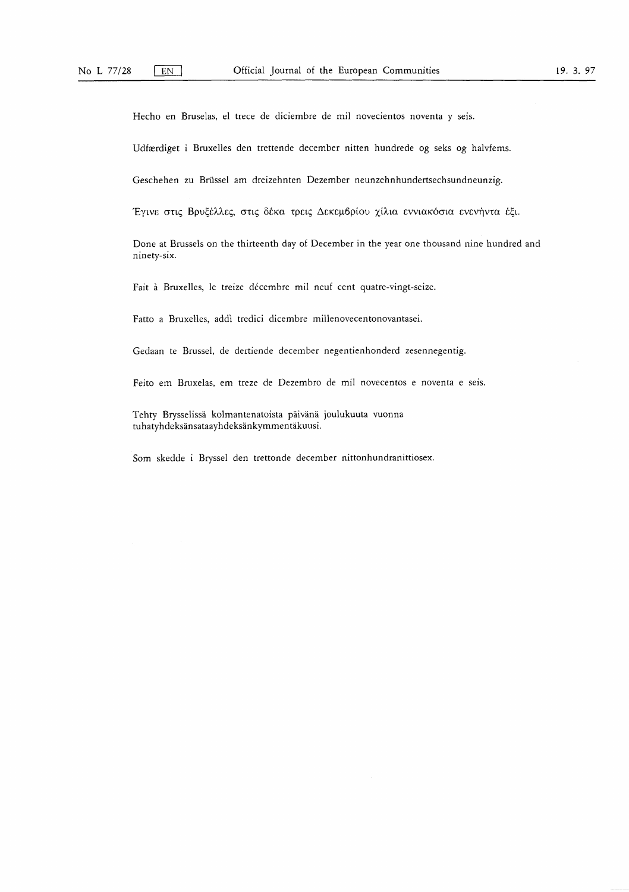Hecho en Bruselas, el trece de diciembre de mil novecientos noventa y seis.

Udfærdiget i Bruxelles den trettende december nitten hundrede og seks og halvfems.

Geschehen zu Brüssel am dreizehnten Dezember neunzehnhundertsechsundneunzig.

Έγινε στις Βρυξέλλες, στις δέκα τρεις Δεκεμβρίου χίλια εννιακόσια ενενήντα έξι.

Done at Brussels on the thirteenth day of December in the year one thousand nine hundred and ninety-six.

Fait à Bruxelles, le treize décembre mil neuf cent quatre-vingt-seize.

Fatto a Bruxelles, addì tredici dicembre millenovecentonovantasei.

Gedaan te Brussel, de dertiende december negentienhonderd zesennegentig.

Feito em Bruxelas, em treze de Dezembro de mil novecentos e noventa e seis.

Tehty Brysselissä kolmantenatoista päivänä joulukuuta vuonna tuhatyhdeksänsataayhdeksänkymmentäkuusi.

Som skedde i Bryssel den trettonde december nittonhundranittiosex.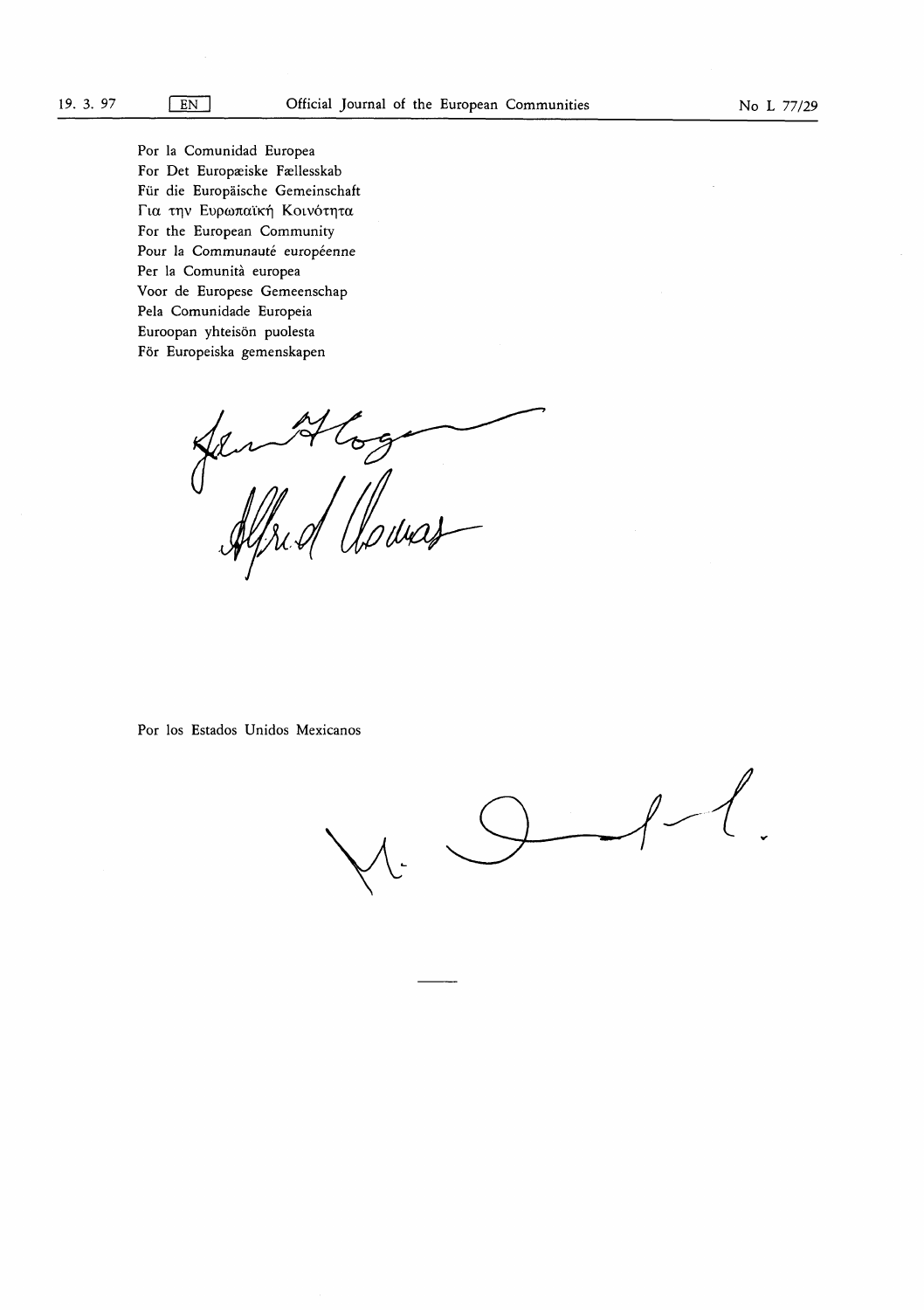Por la Comunidad Europea
For Det Europæiske Fællesskab
Für die Europäische Gemeinschaft
Για την Ευρωπαϊκή Κοινότητα
For the European Community
Pour la Communauté européenne
Per la Comunità europea
Voor de Europese Gemeenschap
Pela Comunidade Europeia
Euroopan yhteisön puolesta
För Europeiska gemenskapen

Por los Estados Unidos Mexicanos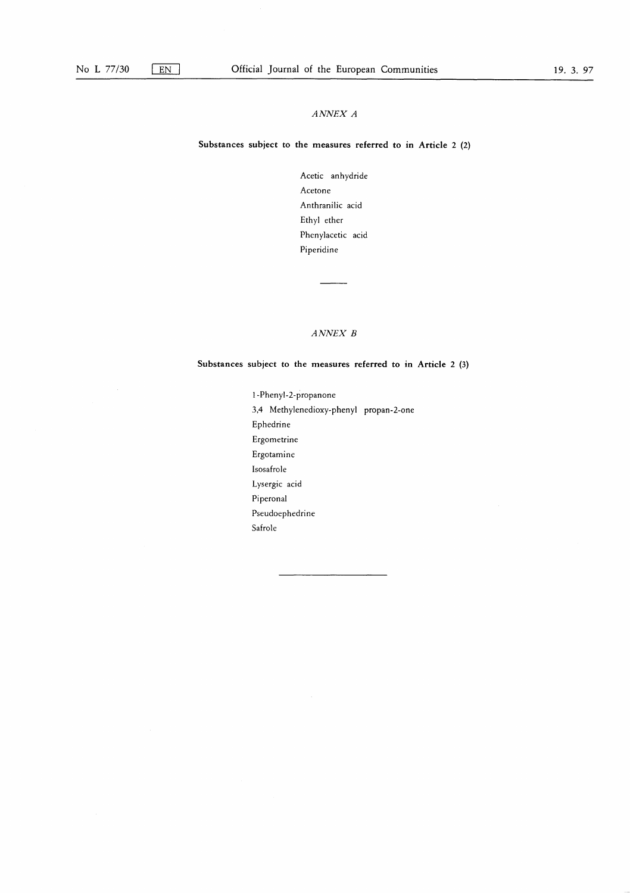## *ANNEX A*

**Substances subject to the measures referred to in Article 2 (2)**

Acetic anhydride
Acetone
Anthranilic acid
Ethyl ether
Phenylacetic acid
Piperidine

## *ANNEX B*

**Substances subject to the measures referred to in Article 2 (3)**

1-Phenyl-2-propanone
3,4 Methylenedioxy-phenyl propan-2-one
Ephedrine
Ergometrine
Ergotamine
Isosafrole
Lysergic acid
Piperonal
Pseudoephedrine
Safrole